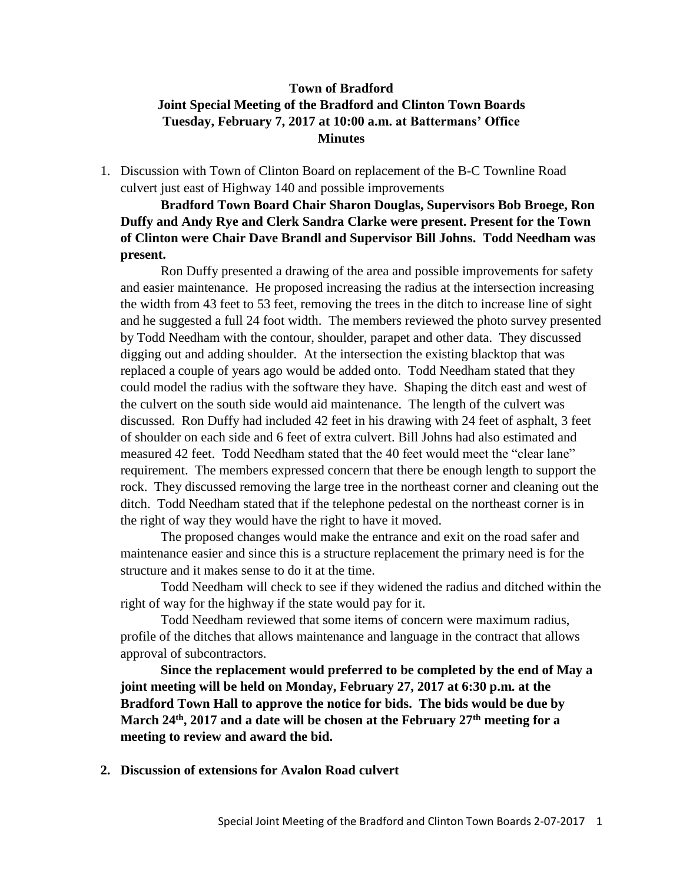**Town of Bradford**
**Joint Special Meeting of the Bradford and Clinton Town Boards**
**Tuesday, February 7, 2017 at 10:00 a.m. at Battermans' Office**
**Minutes**

1. Discussion with Town of Clinton Board on replacement of the B-C Townline Road culvert just east of Highway 140 and possible improvements

   **Bradford Town Board Chair Sharon Douglas, Supervisors Bob Broege, Ron Duffy and Andy Rye and Clerk Sandra Clarke were present. Present for the Town of Clinton were Chair Dave Brandl and Supervisor Bill Johns. Todd Needham was present.**

   Ron Duffy presented a drawing of the area and possible improvements for safety and easier maintenance. He proposed increasing the radius at the intersection increasing the width from 43 feet to 53 feet, removing the trees in the ditch to increase line of sight and he suggested a full 24 foot width. The members reviewed the photo survey presented by Todd Needham with the contour, shoulder, parapet and other data. They discussed digging out and adding shoulder. At the intersection the existing blacktop that was replaced a couple of years ago would be added onto. Todd Needham stated that they could model the radius with the software they have. Shaping the ditch east and west of the culvert on the south side would aid maintenance. The length of the culvert was discussed. Ron Duffy had included 42 feet in his drawing with 24 feet of asphalt, 3 feet of shoulder on each side and 6 feet of extra culvert. Bill Johns had also estimated and measured 42 feet. Todd Needham stated that the 40 feet would meet the "clear lane" requirement. The members expressed concern that there be enough length to support the rock. They discussed removing the large tree in the northeast corner and cleaning out the ditch. Todd Needham stated that if the telephone pedestal on the northeast corner is in the right of way they would have the right to have it moved.

   The proposed changes would make the entrance and exit on the road safer and maintenance easier and since this is a structure replacement the primary need is for the structure and it makes sense to do it at the time.

   Todd Needham will check to see if they widened the radius and ditched within the right of way for the highway if the state would pay for it.

   Todd Needham reviewed that some items of concern were maximum radius, profile of the ditches that allows maintenance and language in the contract that allows approval of subcontractors.

   **Since the replacement would preferred to be completed by the end of May a joint meeting will be held on Monday, February 27, 2017 at 6:30 p.m. at the Bradford Town Hall to approve the notice for bids. The bids would be due by March 24th, 2017 and a date will be chosen at the February 27th meeting for a meeting to review and award the bid.**

2. **Discussion of extensions for Avalon Road culvert**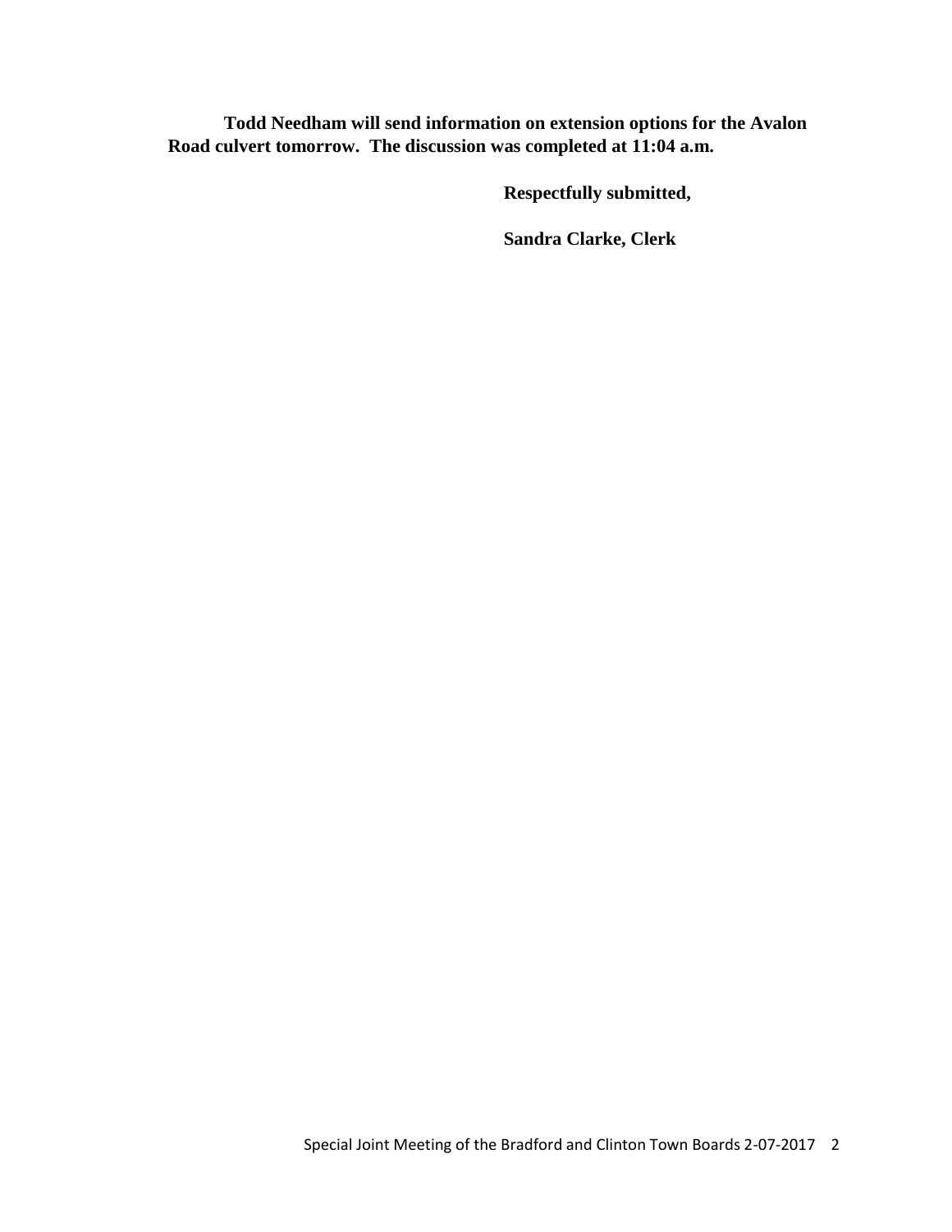**Todd Needham will send information on extension options for the Avalon Road culvert tomorrow. The discussion was completed at 11:04 a.m.**

**Respectfully submitted,**

**Sandra Clarke, Clerk**